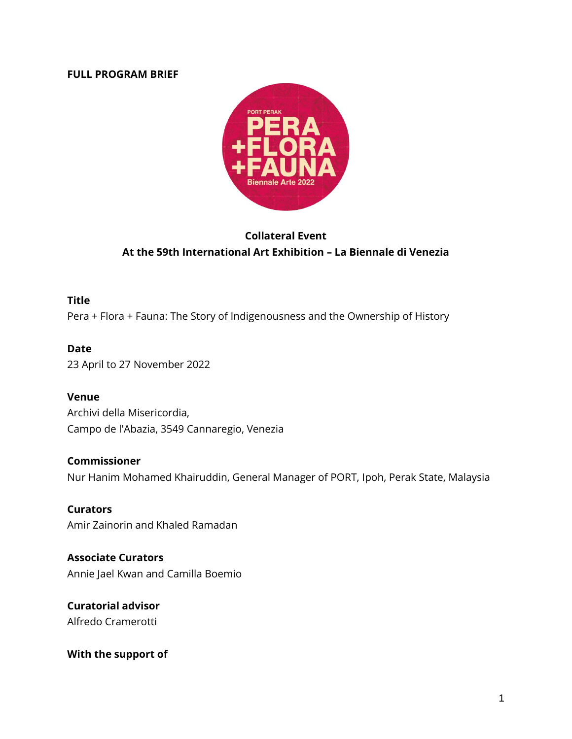**FULL PROGRAM BRIEF**

**Collateral Event**
**At the 59th International Art Exhibition – La Biennale di Venezia**

**Title**
Pera + Flora + Fauna: The Story of Indigenousness and the Ownership of History

**Date**
23 April to 27 November 2022

**Venue**
Archivi della Misericordia,
Campo de l'Abazia, 3549 Cannaregio, Venezia

**Commissioner**
Nur Hanim Mohamed Khairuddin, General Manager of PORT, Ipoh, Perak State, Malaysia

**Curators**
Amir Zainorin and Khaled Ramadan

**Associate Curators**
Annie Jael Kwan and Camilla Boemio

**Curatorial advisor**
Alfredo Cramerotti

**With the support of**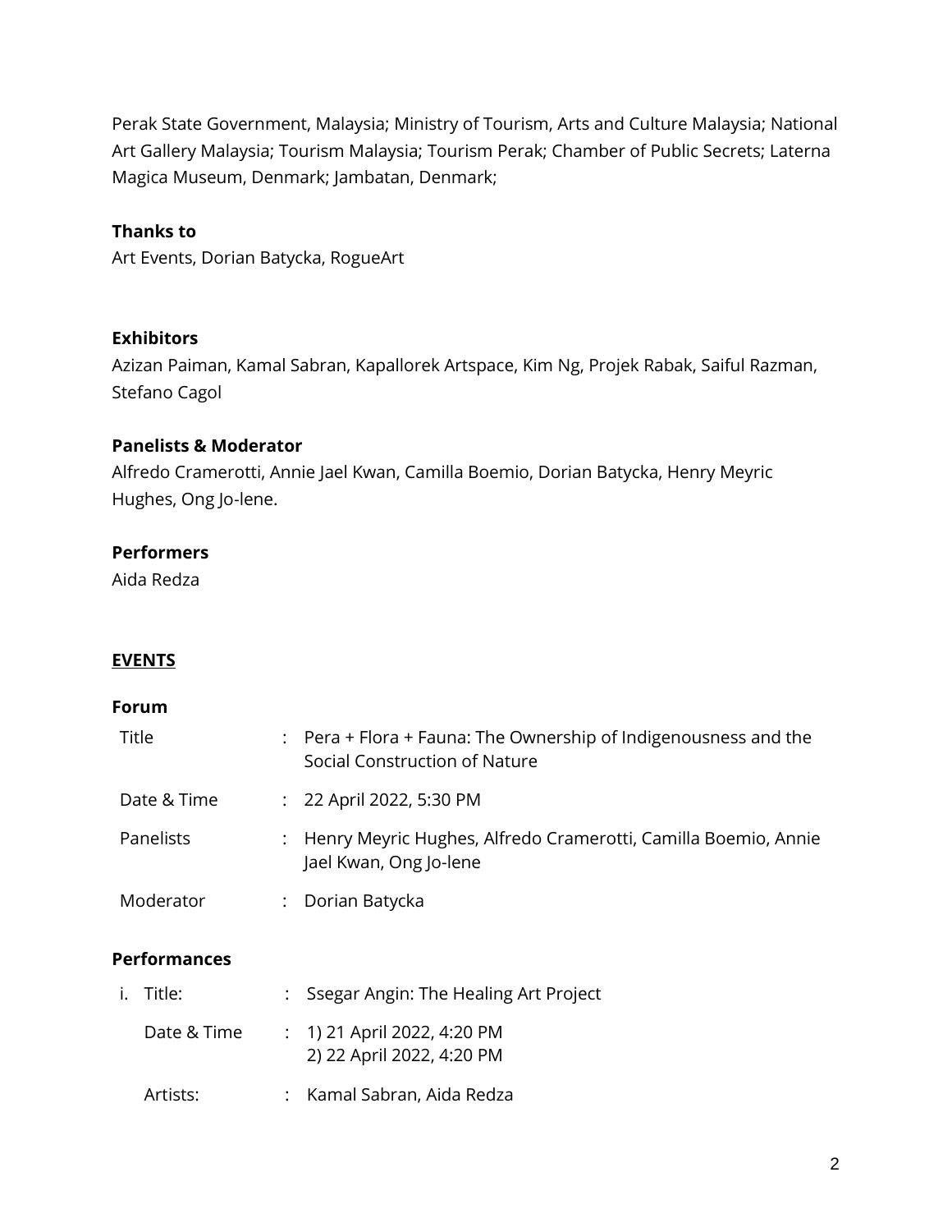Perak State Government, Malaysia; Ministry of Tourism, Arts and Culture Malaysia; National Art Gallery Malaysia; Tourism Malaysia; Tourism Perak; Chamber of Public Secrets; Laterna Magica Museum, Denmark; Jambatan, Denmark;

**Thanks to**

Art Events, Dorian Batycka, RogueArt

**Exhibitors**

Azizan Paiman, Kamal Sabran, Kapallorek Artspace, Kim Ng, Projek Rabak, Saiful Razman, Stefano Cagol

**Panelists & Moderator**

Alfredo Cramerotti, Annie Jael Kwan, Camilla Boemio, Dorian Batycka, Henry Meyric Hughes, Ong Jo-lene.

**Performers**

Aida Redza

## EVENTS

**Forum**

| | | |
|---|---|---|
| Title | : | Pera + Flora + Fauna: The Ownership of Indigenousness and the Social Construction of Nature |
| Date & Time | : | 22 April 2022, 5:30 PM |
| Panelists | : | Henry Meyric Hughes, Alfredo Cramerotti, Camilla Boemio, Annie Jael Kwan, Ong Jo-lene |
| Moderator | : | Dorian Batycka |

**Performances**

| | | | |
|---|---|---|---|
| i. | Title: | : | Ssegar Angin: The Healing Art Project |
| | Date & Time | : | 1) 21 April 2022, 4:20 PM<br>2) 22 April 2022, 4:20 PM |
| | Artists: | : | Kamal Sabran, Aida Redza |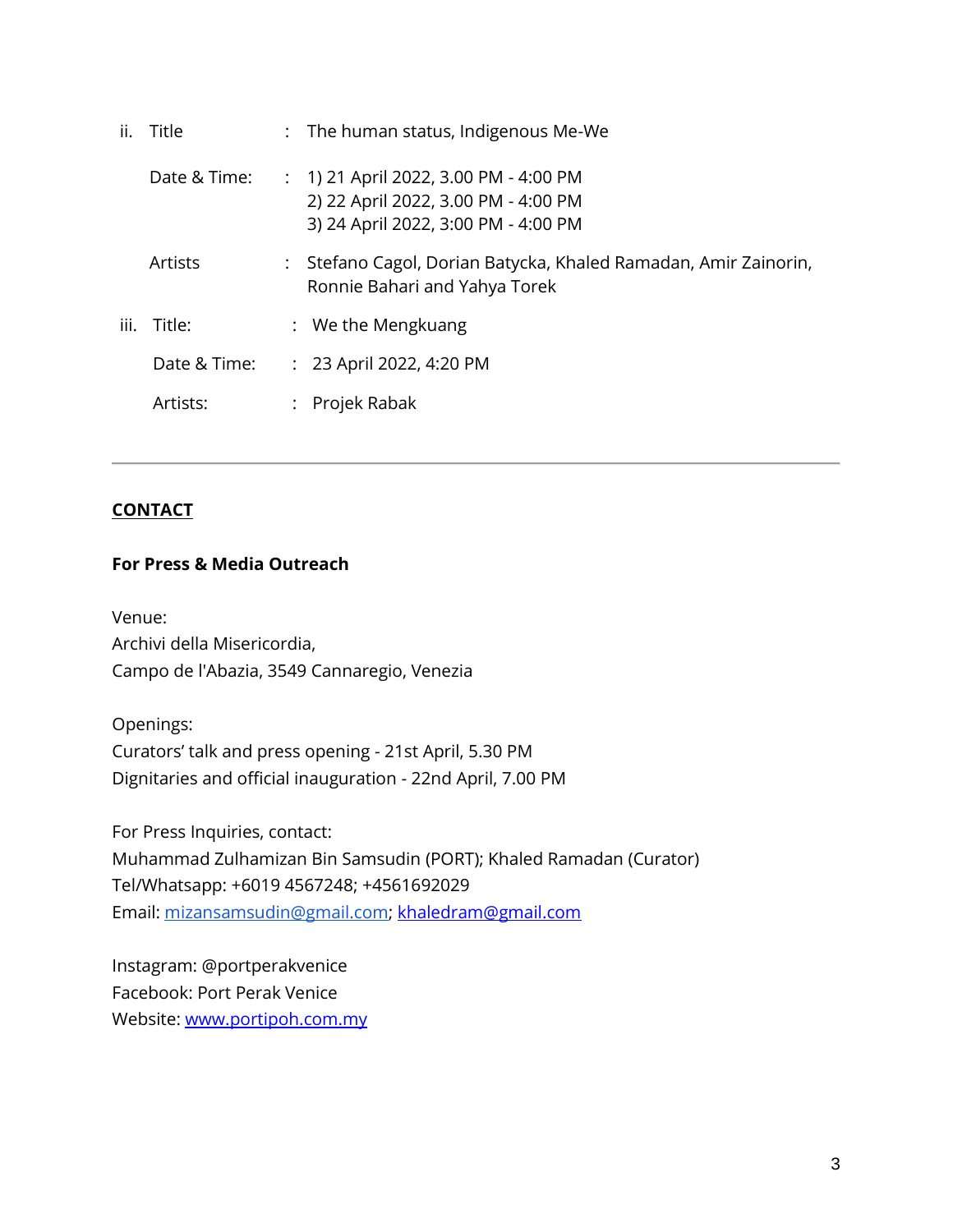ii. Title : The human status, Indigenous Me-We

Date & Time: : 1) 21 April 2022, 3.00 PM - 4:00 PM
2) 22 April 2022, 3.00 PM - 4:00 PM
3) 24 April 2022, 3:00 PM - 4:00 PM

Artists : Stefano Cagol, Dorian Batycka, Khaled Ramadan, Amir Zainorin, Ronnie Bahari and Yahya Torek

iii. Title: : We the Mengkuang

Date & Time: : 23 April 2022, 4:20 PM

Artists: : Projek Rabak

---

## CONTACT

**For Press & Media Outreach**

Venue:
Archivi della Misericordia,
Campo de l'Abazia, 3549 Cannaregio, Venezia

Openings:
Curators' talk and press opening - 21st April, 5.30 PM
Dignitaries and official inauguration - 22nd April, 7.00 PM

For Press Inquiries, contact:
Muhammad Zulhamizan Bin Samsudin (PORT); Khaled Ramadan (Curator)
Tel/Whatsapp: +6019 4567248; +4561692029
Email: mizansamsudin@gmail.com; khaledram@gmail.com

Instagram: @portperakvenice
Facebook: Port Perak Venice
Website: www.portipoh.com.my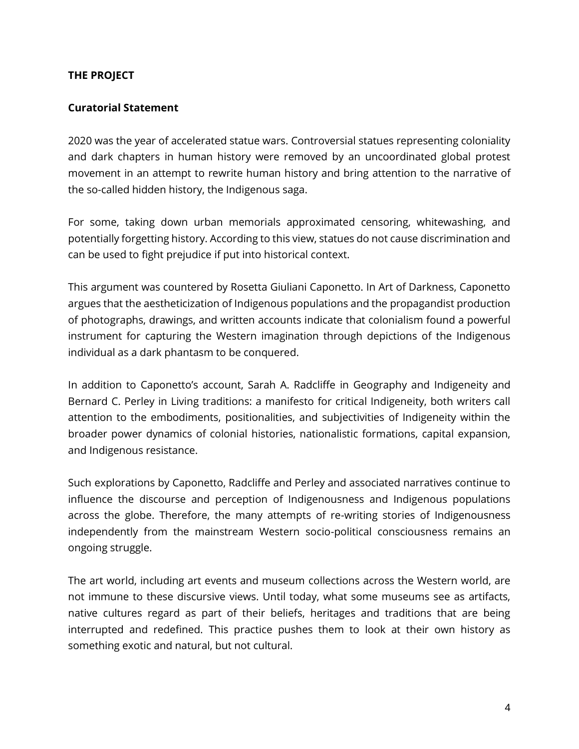**THE PROJECT**

**Curatorial Statement**

2020 was the year of accelerated statue wars. Controversial statues representing coloniality and dark chapters in human history were removed by an uncoordinated global protest movement in an attempt to rewrite human history and bring attention to the narrative of the so-called hidden history, the Indigenous saga.

For some, taking down urban memorials approximated censoring, whitewashing, and potentially forgetting history. According to this view, statues do not cause discrimination and can be used to fight prejudice if put into historical context.

This argument was countered by Rosetta Giuliani Caponetto. In Art of Darkness, Caponetto argues that the aestheticization of Indigenous populations and the propagandist production of photographs, drawings, and written accounts indicate that colonialism found a powerful instrument for capturing the Western imagination through depictions of the Indigenous individual as a dark phantasm to be conquered.

In addition to Caponetto's account, Sarah A. Radcliffe in Geography and Indigeneity and Bernard C. Perley in Living traditions: a manifesto for critical Indigeneity, both writers call attention to the embodiments, positionalities, and subjectivities of Indigeneity within the broader power dynamics of colonial histories, nationalistic formations, capital expansion, and Indigenous resistance.

Such explorations by Caponetto, Radcliffe and Perley and associated narratives continue to influence the discourse and perception of Indigenousness and Indigenous populations across the globe. Therefore, the many attempts of re-writing stories of Indigenousness independently from the mainstream Western socio-political consciousness remains an ongoing struggle.

The art world, including art events and museum collections across the Western world, are not immune to these discursive views. Until today, what some museums see as artifacts, native cultures regard as part of their beliefs, heritages and traditions that are being interrupted and redefined. This practice pushes them to look at their own history as something exotic and natural, but not cultural.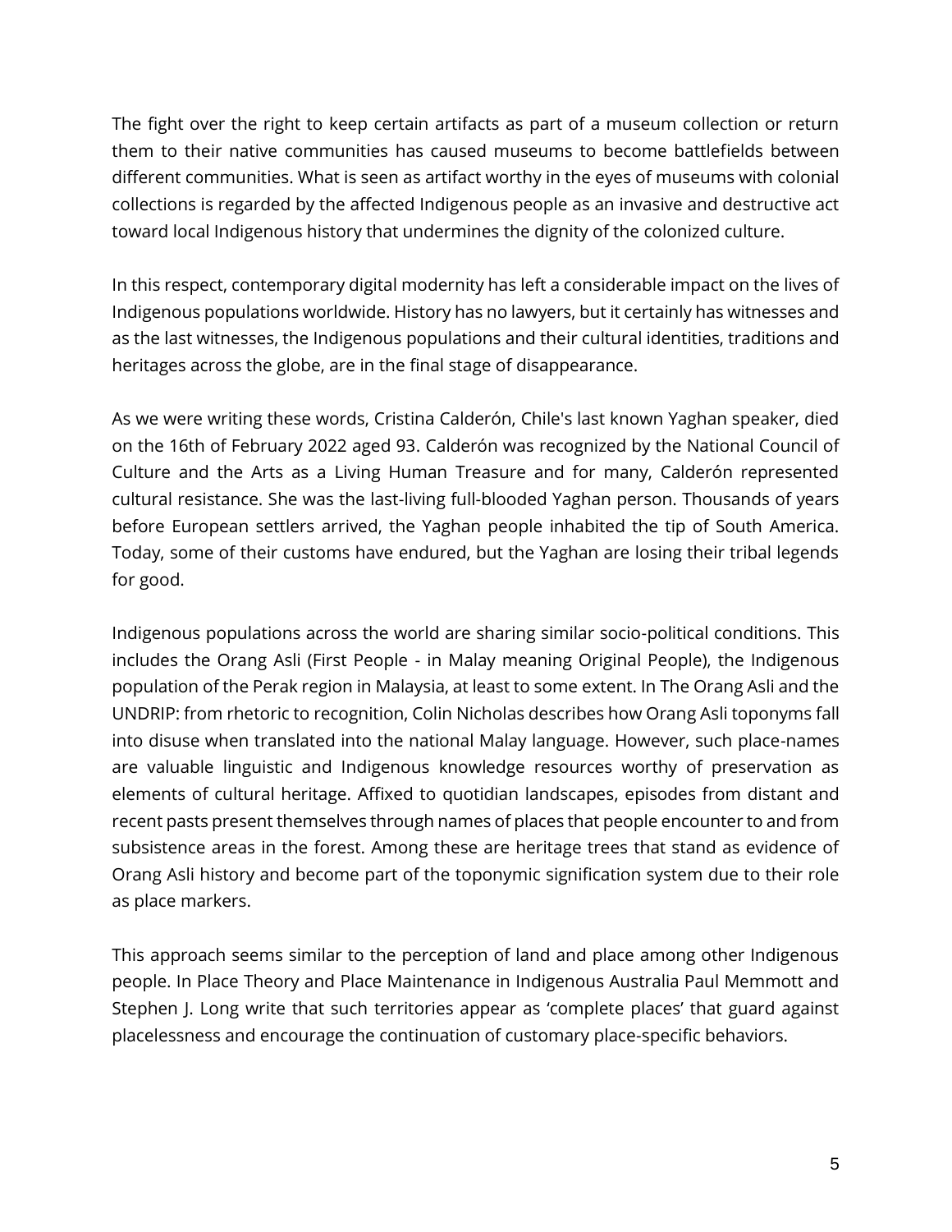The fight over the right to keep certain artifacts as part of a museum collection or return them to their native communities has caused museums to become battlefields between different communities. What is seen as artifact worthy in the eyes of museums with colonial collections is regarded by the affected Indigenous people as an invasive and destructive act toward local Indigenous history that undermines the dignity of the colonized culture.

In this respect, contemporary digital modernity has left a considerable impact on the lives of Indigenous populations worldwide. History has no lawyers, but it certainly has witnesses and as the last witnesses, the Indigenous populations and their cultural identities, traditions and heritages across the globe, are in the final stage of disappearance.

As we were writing these words, Cristina Calderón, Chile's last known Yaghan speaker, died on the 16th of February 2022 aged 93. Calderón was recognized by the National Council of Culture and the Arts as a Living Human Treasure and for many, Calderón represented cultural resistance. She was the last-living full-blooded Yaghan person. Thousands of years before European settlers arrived, the Yaghan people inhabited the tip of South America. Today, some of their customs have endured, but the Yaghan are losing their tribal legends for good.

Indigenous populations across the world are sharing similar socio-political conditions. This includes the Orang Asli (First People - in Malay meaning Original People), the Indigenous population of the Perak region in Malaysia, at least to some extent. In The Orang Asli and the UNDRIP: from rhetoric to recognition, Colin Nicholas describes how Orang Asli toponyms fall into disuse when translated into the national Malay language. However, such place-names are valuable linguistic and Indigenous knowledge resources worthy of preservation as elements of cultural heritage. Affixed to quotidian landscapes, episodes from distant and recent pasts present themselves through names of places that people encounter to and from subsistence areas in the forest. Among these are heritage trees that stand as evidence of Orang Asli history and become part of the toponymic signification system due to their role as place markers.

This approach seems similar to the perception of land and place among other Indigenous people. In Place Theory and Place Maintenance in Indigenous Australia Paul Memmott and Stephen J. Long write that such territories appear as 'complete places' that guard against placelessness and encourage the continuation of customary place-specific behaviors.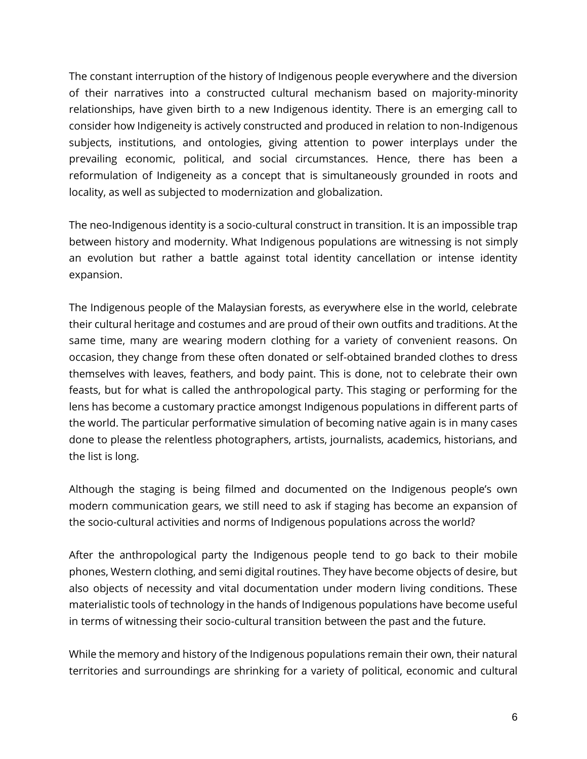The constant interruption of the history of Indigenous people everywhere and the diversion of their narratives into a constructed cultural mechanism based on majority-minority relationships, have given birth to a new Indigenous identity. There is an emerging call to consider how Indigeneity is actively constructed and produced in relation to non-Indigenous subjects, institutions, and ontologies, giving attention to power interplays under the prevailing economic, political, and social circumstances. Hence, there has been a reformulation of Indigeneity as a concept that is simultaneously grounded in roots and locality, as well as subjected to modernization and globalization.

The neo-Indigenous identity is a socio-cultural construct in transition. It is an impossible trap between history and modernity. What Indigenous populations are witnessing is not simply an evolution but rather a battle against total identity cancellation or intense identity expansion.

The Indigenous people of the Malaysian forests, as everywhere else in the world, celebrate their cultural heritage and costumes and are proud of their own outfits and traditions. At the same time, many are wearing modern clothing for a variety of convenient reasons. On occasion, they change from these often donated or self-obtained branded clothes to dress themselves with leaves, feathers, and body paint. This is done, not to celebrate their own feasts, but for what is called the anthropological party. This staging or performing for the lens has become a customary practice amongst Indigenous populations in different parts of the world. The particular performative simulation of becoming native again is in many cases done to please the relentless photographers, artists, journalists, academics, historians, and the list is long.

Although the staging is being filmed and documented on the Indigenous people's own modern communication gears, we still need to ask if staging has become an expansion of the socio-cultural activities and norms of Indigenous populations across the world?

After the anthropological party the Indigenous people tend to go back to their mobile phones, Western clothing, and semi digital routines. They have become objects of desire, but also objects of necessity and vital documentation under modern living conditions. These materialistic tools of technology in the hands of Indigenous populations have become useful in terms of witnessing their socio-cultural transition between the past and the future.

While the memory and history of the Indigenous populations remain their own, their natural territories and surroundings are shrinking for a variety of political, economic and cultural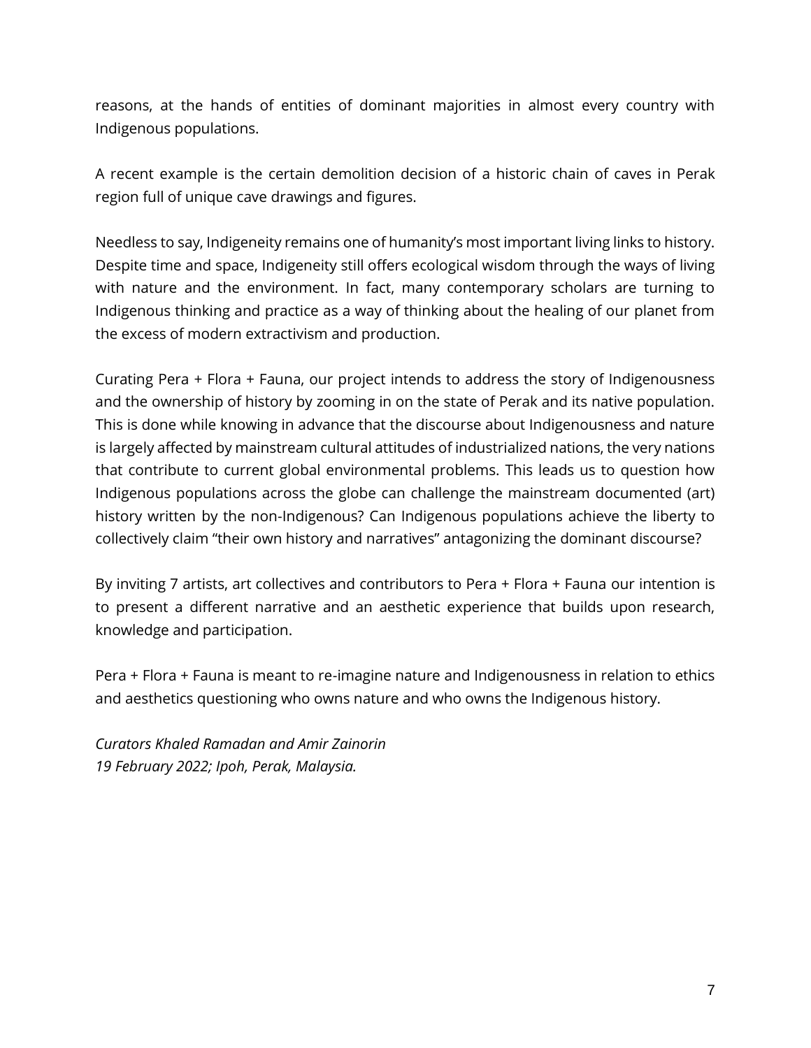reasons, at the hands of entities of dominant majorities in almost every country with Indigenous populations.

A recent example is the certain demolition decision of a historic chain of caves in Perak region full of unique cave drawings and figures.

Needless to say, Indigeneity remains one of humanity's most important living links to history. Despite time and space, Indigeneity still offers ecological wisdom through the ways of living with nature and the environment. In fact, many contemporary scholars are turning to Indigenous thinking and practice as a way of thinking about the healing of our planet from the excess of modern extractivism and production.

Curating Pera + Flora + Fauna, our project intends to address the story of Indigenousness and the ownership of history by zooming in on the state of Perak and its native population. This is done while knowing in advance that the discourse about Indigenousness and nature is largely affected by mainstream cultural attitudes of industrialized nations, the very nations that contribute to current global environmental problems. This leads us to question how Indigenous populations across the globe can challenge the mainstream documented (art) history written by the non-Indigenous? Can Indigenous populations achieve the liberty to collectively claim "their own history and narratives" antagonizing the dominant discourse?

By inviting 7 artists, art collectives and contributors to Pera + Flora + Fauna our intention is to present a different narrative and an aesthetic experience that builds upon research, knowledge and participation.

Pera + Flora + Fauna is meant to re-imagine nature and Indigenousness in relation to ethics and aesthetics questioning who owns nature and who owns the Indigenous history.

*Curators Khaled Ramadan and Amir Zainorin*
*19 February 2022; Ipoh, Perak, Malaysia.*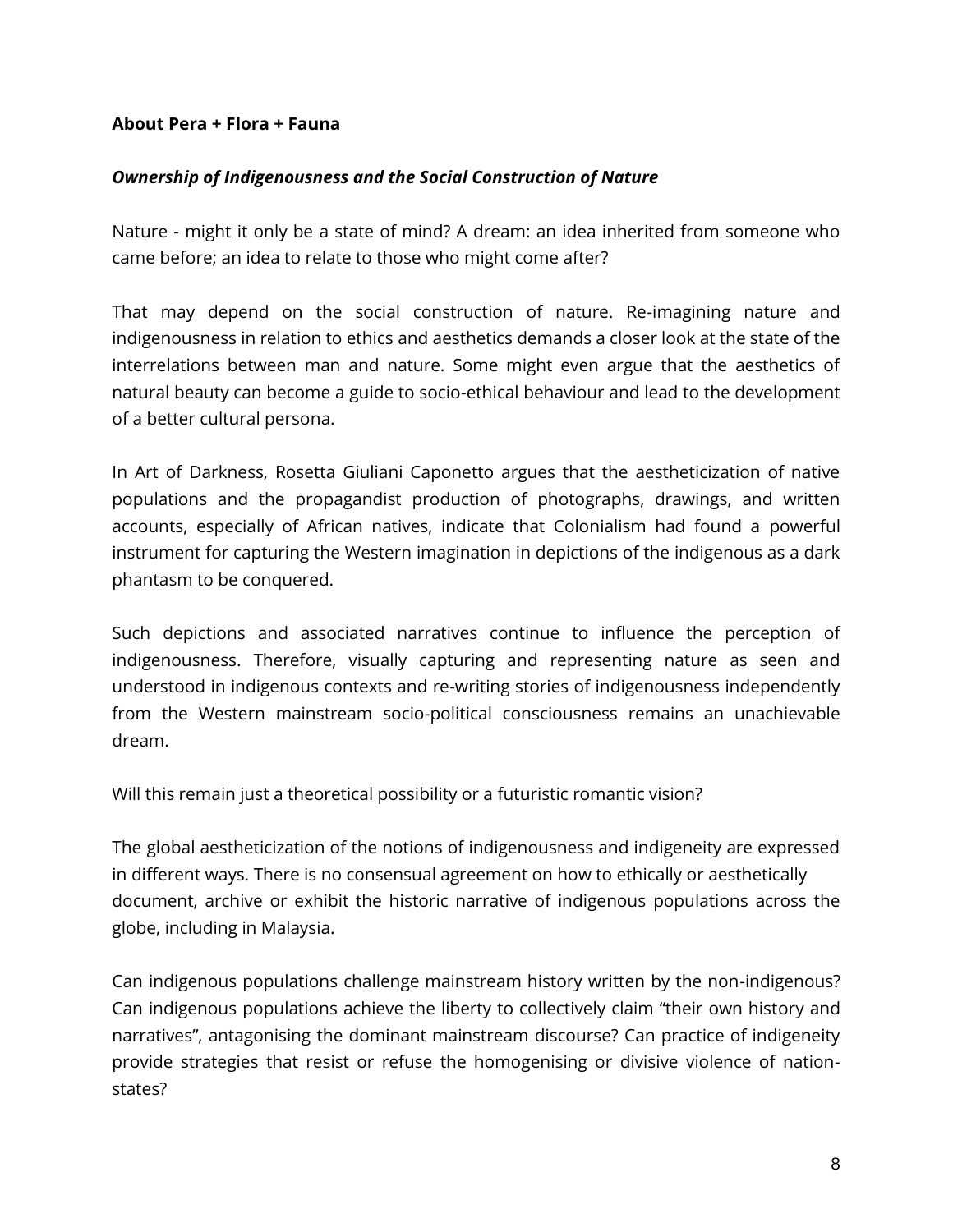**About Pera + Flora + Fauna**

***Ownership of Indigenousness and the Social Construction of Nature***

Nature - might it only be a state of mind? A dream: an idea inherited from someone who came before; an idea to relate to those who might come after?

That may depend on the social construction of nature. Re-imagining nature and indigenousness in relation to ethics and aesthetics demands a closer look at the state of the interrelations between man and nature. Some might even argue that the aesthetics of natural beauty can become a guide to socio-ethical behaviour and lead to the development of a better cultural persona.

In Art of Darkness, Rosetta Giuliani Caponetto argues that the aestheticization of native populations and the propagandist production of photographs, drawings, and written accounts, especially of African natives, indicate that Colonialism had found a powerful instrument for capturing the Western imagination in depictions of the indigenous as a dark phantasm to be conquered.

Such depictions and associated narratives continue to influence the perception of indigenousness. Therefore, visually capturing and representing nature as seen and understood in indigenous contexts and re-writing stories of indigenousness independently from the Western mainstream socio-political consciousness remains an unachievable dream.

Will this remain just a theoretical possibility or a futuristic romantic vision?

The global aestheticization of the notions of indigenousness and indigeneity are expressed in different ways. There is no consensual agreement on how to ethically or aesthetically document, archive or exhibit the historic narrative of indigenous populations across the globe, including in Malaysia.

Can indigenous populations challenge mainstream history written by the non-indigenous? Can indigenous populations achieve the liberty to collectively claim "their own history and narratives", antagonising the dominant mainstream discourse? Can practice of indigeneity provide strategies that resist or refuse the homogenising or divisive violence of nation-states?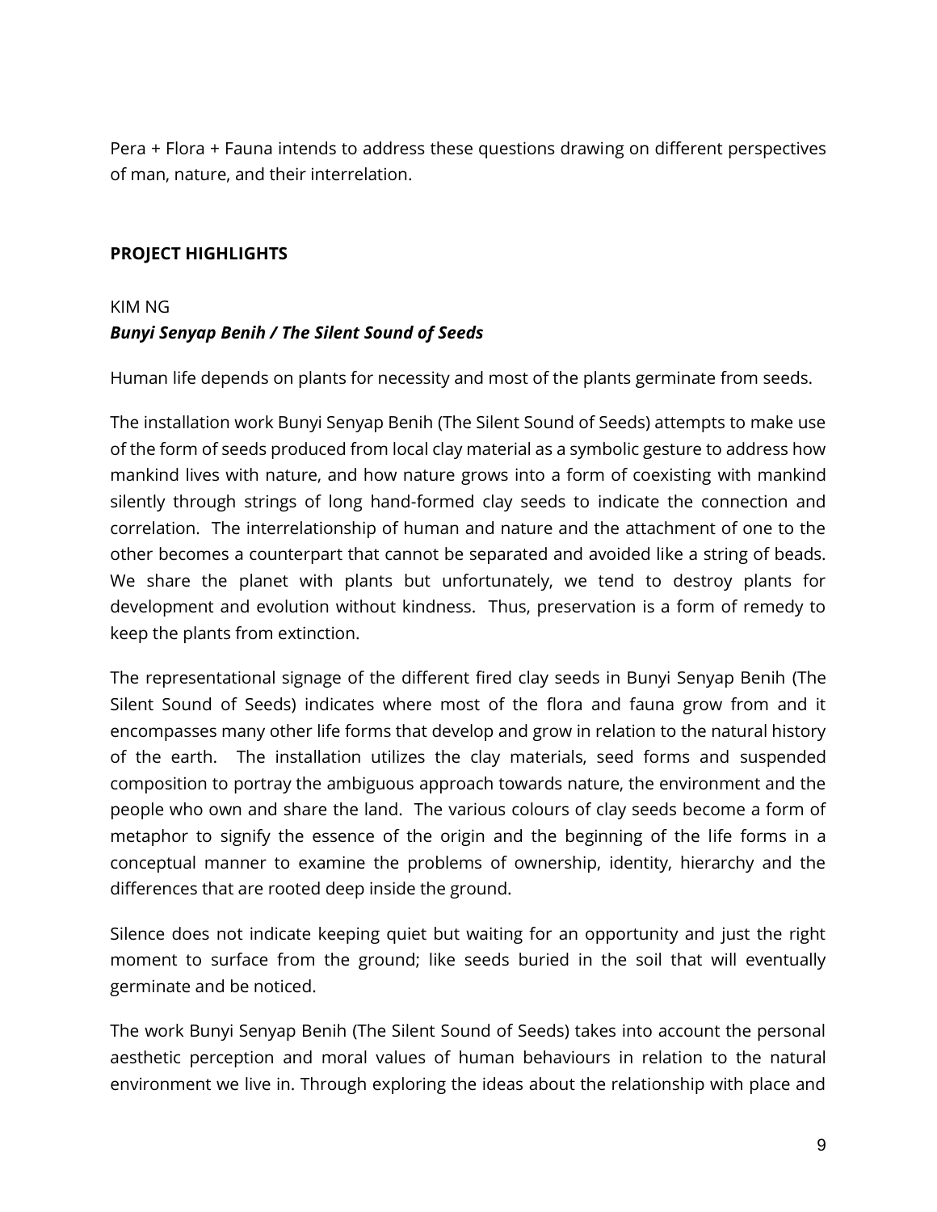Pera + Flora + Fauna intends to address these questions drawing on different perspectives of man, nature, and their interrelation.

## PROJECT HIGHLIGHTS

KIM NG

***Bunyi Senyap Benih / The Silent Sound of Seeds***

Human life depends on plants for necessity and most of the plants germinate from seeds.

The installation work Bunyi Senyap Benih (The Silent Sound of Seeds) attempts to make use of the form of seeds produced from local clay material as a symbolic gesture to address how mankind lives with nature, and how nature grows into a form of coexisting with mankind silently through strings of long hand-formed clay seeds to indicate the connection and correlation. The interrelationship of human and nature and the attachment of one to the other becomes a counterpart that cannot be separated and avoided like a string of beads. We share the planet with plants but unfortunately, we tend to destroy plants for development and evolution without kindness. Thus, preservation is a form of remedy to keep the plants from extinction.

The representational signage of the different fired clay seeds in Bunyi Senyap Benih (The Silent Sound of Seeds) indicates where most of the flora and fauna grow from and it encompasses many other life forms that develop and grow in relation to the natural history of the earth. The installation utilizes the clay materials, seed forms and suspended composition to portray the ambiguous approach towards nature, the environment and the people who own and share the land. The various colours of clay seeds become a form of metaphor to signify the essence of the origin and the beginning of the life forms in a conceptual manner to examine the problems of ownership, identity, hierarchy and the differences that are rooted deep inside the ground.

Silence does not indicate keeping quiet but waiting for an opportunity and just the right moment to surface from the ground; like seeds buried in the soil that will eventually germinate and be noticed.

The work Bunyi Senyap Benih (The Silent Sound of Seeds) takes into account the personal aesthetic perception and moral values of human behaviours in relation to the natural environment we live in. Through exploring the ideas about the relationship with place and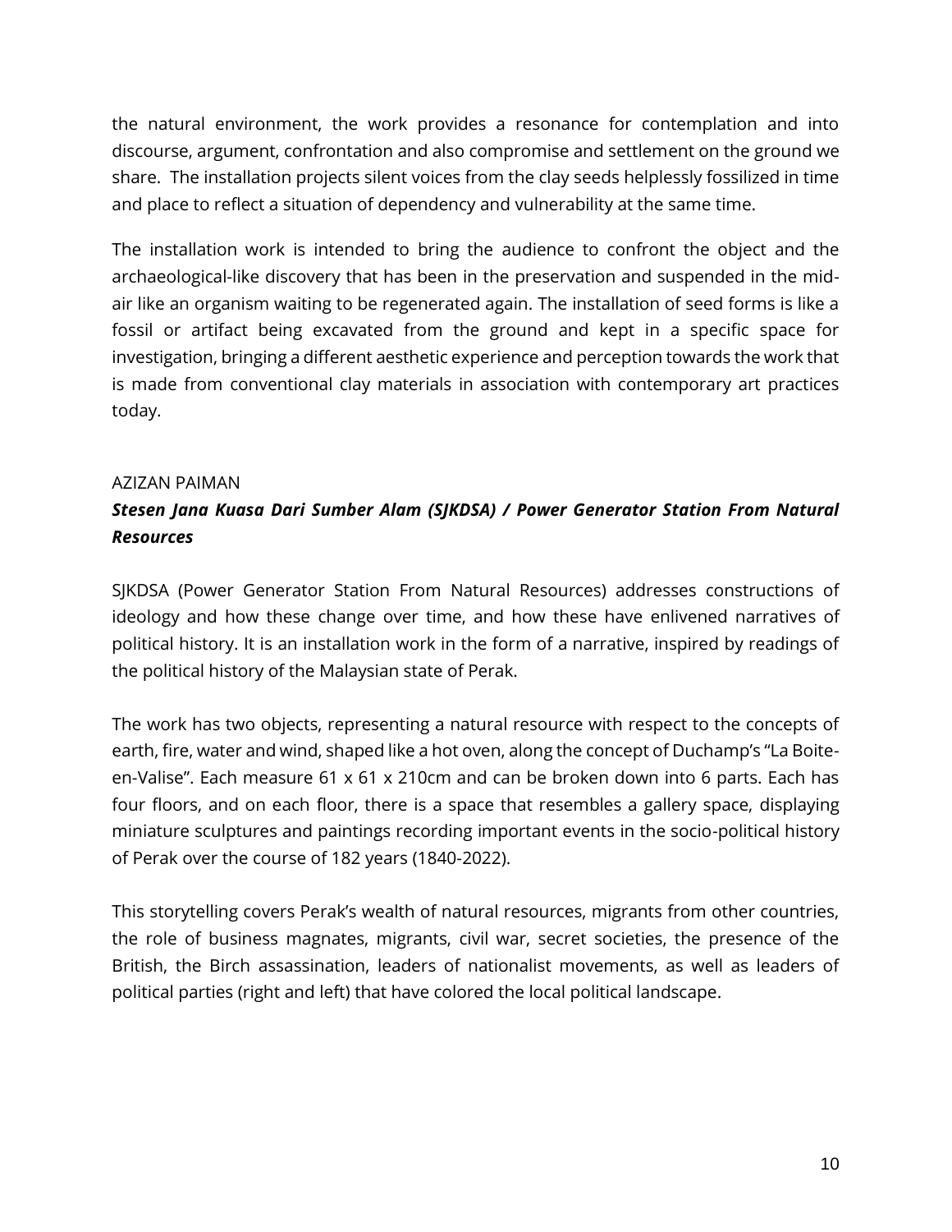the natural environment, the work provides a resonance for contemplation and into discourse, argument, confrontation and also compromise and settlement on the ground we share. The installation projects silent voices from the clay seeds helplessly fossilized in time and place to reflect a situation of dependency and vulnerability at the same time.

The installation work is intended to bring the audience to confront the object and the archaeological-like discovery that has been in the preservation and suspended in the mid-air like an organism waiting to be regenerated again. The installation of seed forms is like a fossil or artifact being excavated from the ground and kept in a specific space for investigation, bringing a different aesthetic experience and perception towards the work that is made from conventional clay materials in association with contemporary art practices today.

AZIZAN PAIMAN

***Stesen Jana Kuasa Dari Sumber Alam (SJKDSA) / Power Generator Station From Natural Resources***

SJKDSA (Power Generator Station From Natural Resources) addresses constructions of ideology and how these change over time, and how these have enlivened narratives of political history. It is an installation work in the form of a narrative, inspired by readings of the political history of the Malaysian state of Perak.

The work has two objects, representing a natural resource with respect to the concepts of earth, fire, water and wind, shaped like a hot oven, along the concept of Duchamp's "La Boite-en-Valise". Each measure 61 x 61 x 210cm and can be broken down into 6 parts. Each has four floors, and on each floor, there is a space that resembles a gallery space, displaying miniature sculptures and paintings recording important events in the socio-political history of Perak over the course of 182 years (1840-2022).

This storytelling covers Perak's wealth of natural resources, migrants from other countries, the role of business magnates, migrants, civil war, secret societies, the presence of the British, the Birch assassination, leaders of nationalist movements, as well as leaders of political parties (right and left) that have colored the local political landscape.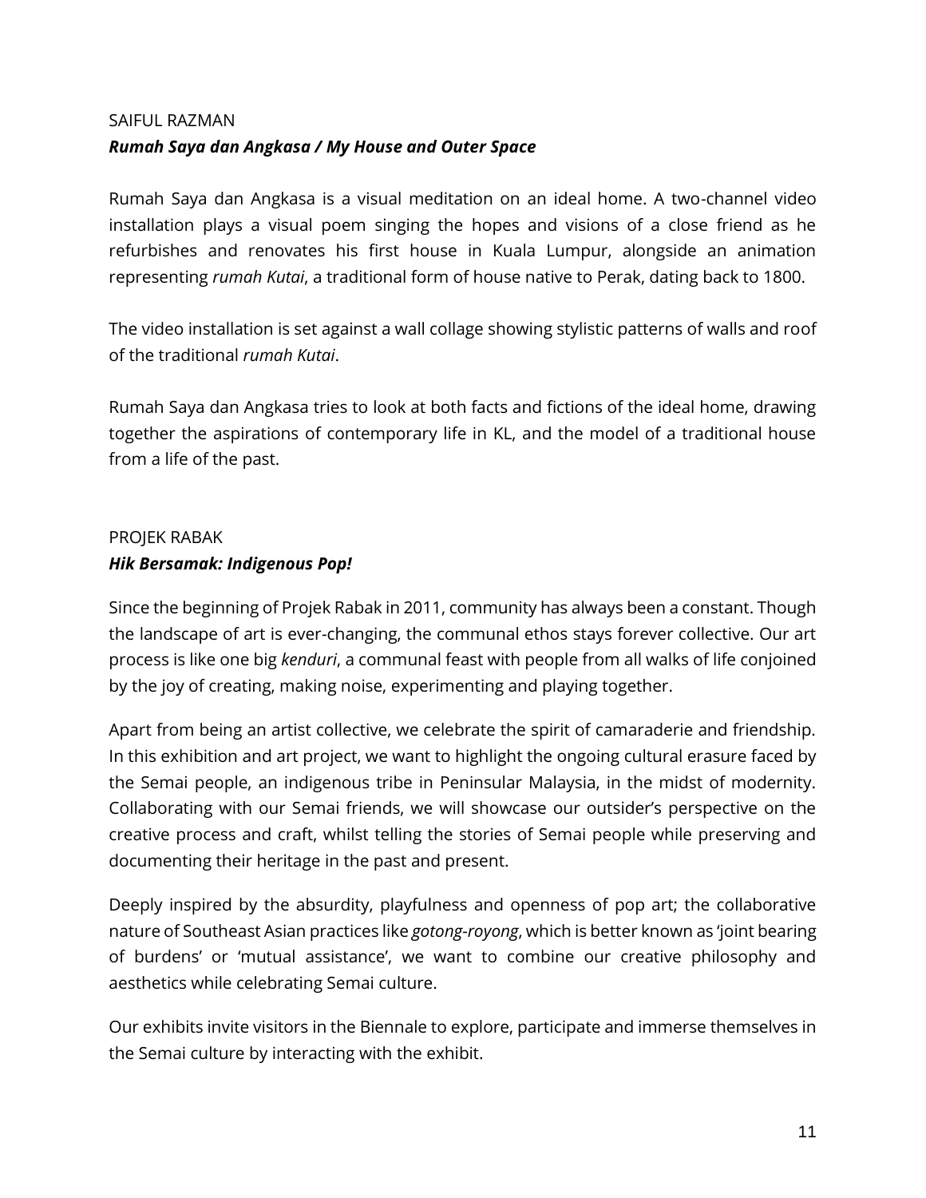SAIFUL RAZMAN

***Rumah Saya dan Angkasa / My House and Outer Space***

Rumah Saya dan Angkasa is a visual meditation on an ideal home. A two-channel video installation plays a visual poem singing the hopes and visions of a close friend as he refurbishes and renovates his first house in Kuala Lumpur, alongside an animation representing *rumah Kutai*, a traditional form of house native to Perak, dating back to 1800.

The video installation is set against a wall collage showing stylistic patterns of walls and roof of the traditional *rumah Kutai*.

Rumah Saya dan Angkasa tries to look at both facts and fictions of the ideal home, drawing together the aspirations of contemporary life in KL, and the model of a traditional house from a life of the past.

PROJEK RABAK

***Hik Bersamak: Indigenous Pop!***

Since the beginning of Projek Rabak in 2011, community has always been a constant. Though the landscape of art is ever-changing, the communal ethos stays forever collective. Our art process is like one big *kenduri*, a communal feast with people from all walks of life conjoined by the joy of creating, making noise, experimenting and playing together.

Apart from being an artist collective, we celebrate the spirit of camaraderie and friendship. In this exhibition and art project, we want to highlight the ongoing cultural erasure faced by the Semai people, an indigenous tribe in Peninsular Malaysia, in the midst of modernity. Collaborating with our Semai friends, we will showcase our outsider's perspective on the creative process and craft, whilst telling the stories of Semai people while preserving and documenting their heritage in the past and present.

Deeply inspired by the absurdity, playfulness and openness of pop art; the collaborative nature of Southeast Asian practices like *gotong-royong*, which is better known as 'joint bearing of burdens' or 'mutual assistance', we want to combine our creative philosophy and aesthetics while celebrating Semai culture.

Our exhibits invite visitors in the Biennale to explore, participate and immerse themselves in the Semai culture by interacting with the exhibit.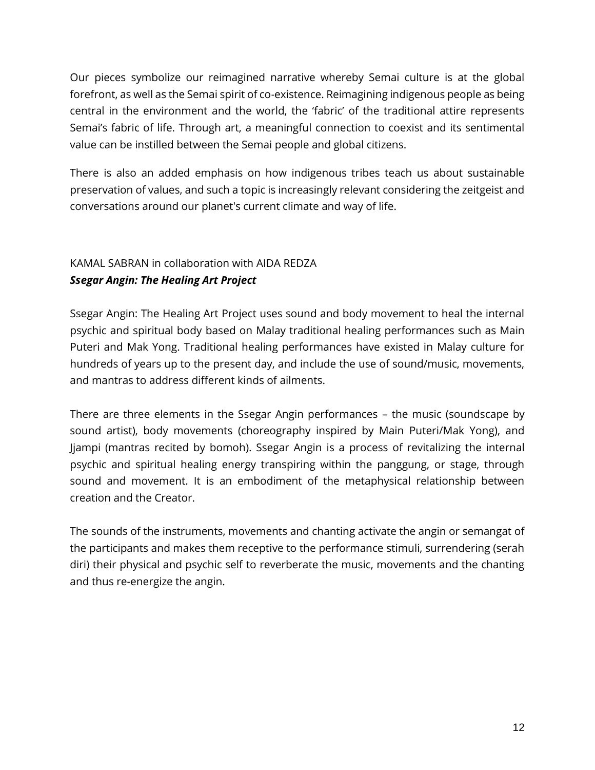Our pieces symbolize our reimagined narrative whereby Semai culture is at the global forefront, as well as the Semai spirit of co-existence. Reimagining indigenous people as being central in the environment and the world, the 'fabric' of the traditional attire represents Semai's fabric of life. Through art, a meaningful connection to coexist and its sentimental value can be instilled between the Semai people and global citizens.

There is also an added emphasis on how indigenous tribes teach us about sustainable preservation of values, and such a topic is increasingly relevant considering the zeitgeist and conversations around our planet's current climate and way of life.

KAMAL SABRAN in collaboration with AIDA REDZA
***Ssegar Angin: The Healing Art Project***

Ssegar Angin: The Healing Art Project uses sound and body movement to heal the internal psychic and spiritual body based on Malay traditional healing performances such as Main Puteri and Mak Yong. Traditional healing performances have existed in Malay culture for hundreds of years up to the present day, and include the use of sound/music, movements, and mantras to address different kinds of ailments.

There are three elements in the Ssegar Angin performances – the music (soundscape by sound artist), body movements (choreography inspired by Main Puteri/Mak Yong), and Jjampi (mantras recited by bomoh). Ssegar Angin is a process of revitalizing the internal psychic and spiritual healing energy transpiring within the panggung, or stage, through sound and movement. It is an embodiment of the metaphysical relationship between creation and the Creator.

The sounds of the instruments, movements and chanting activate the angin or semangat of the participants and makes them receptive to the performance stimuli, surrendering (serah diri) their physical and psychic self to reverberate the music, movements and the chanting and thus re-energize the angin.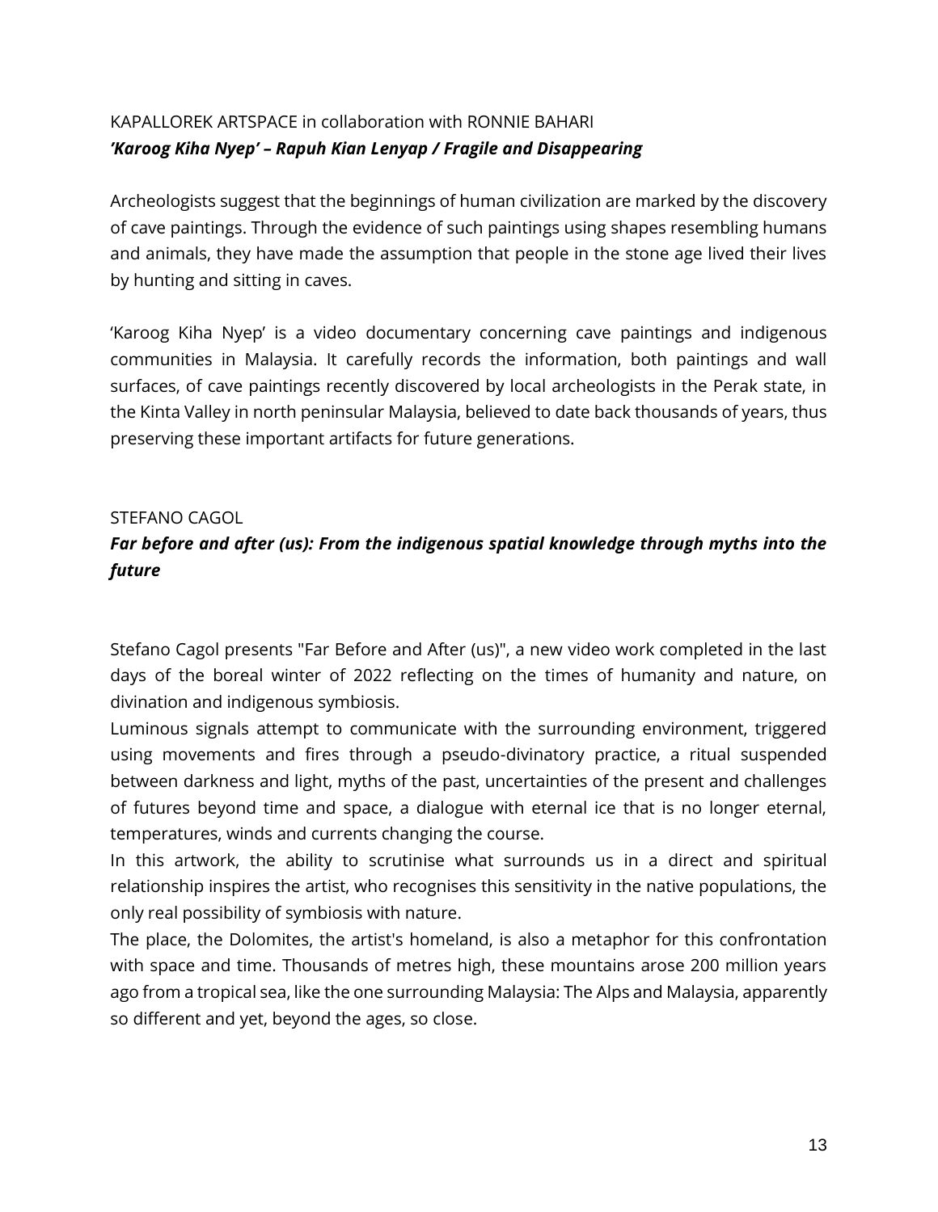KAPALLOREK ARTSPACE in collaboration with RONNIE BAHARI

***'Karoog Kiha Nyep' – Rapuh Kian Lenyap / Fragile and Disappearing***

Archeologists suggest that the beginnings of human civilization are marked by the discovery of cave paintings. Through the evidence of such paintings using shapes resembling humans and animals, they have made the assumption that people in the stone age lived their lives by hunting and sitting in caves.

'Karoog Kiha Nyep' is a video documentary concerning cave paintings and indigenous communities in Malaysia. It carefully records the information, both paintings and wall surfaces, of cave paintings recently discovered by local archeologists in the Perak state, in the Kinta Valley in north peninsular Malaysia, believed to date back thousands of years, thus preserving these important artifacts for future generations.

STEFANO CAGOL

***Far before and after (us): From the indigenous spatial knowledge through myths into the future***

Stefano Cagol presents "Far Before and After (us)", a new video work completed in the last days of the boreal winter of 2022 reflecting on the times of humanity and nature, on divination and indigenous symbiosis.

Luminous signals attempt to communicate with the surrounding environment, triggered using movements and fires through a pseudo-divinatory practice, a ritual suspended between darkness and light, myths of the past, uncertainties of the present and challenges of futures beyond time and space, a dialogue with eternal ice that is no longer eternal, temperatures, winds and currents changing the course.

In this artwork, the ability to scrutinise what surrounds us in a direct and spiritual relationship inspires the artist, who recognises this sensitivity in the native populations, the only real possibility of symbiosis with nature.

The place, the Dolomites, the artist's homeland, is also a metaphor for this confrontation with space and time. Thousands of metres high, these mountains arose 200 million years ago from a tropical sea, like the one surrounding Malaysia: The Alps and Malaysia, apparently so different and yet, beyond the ages, so close.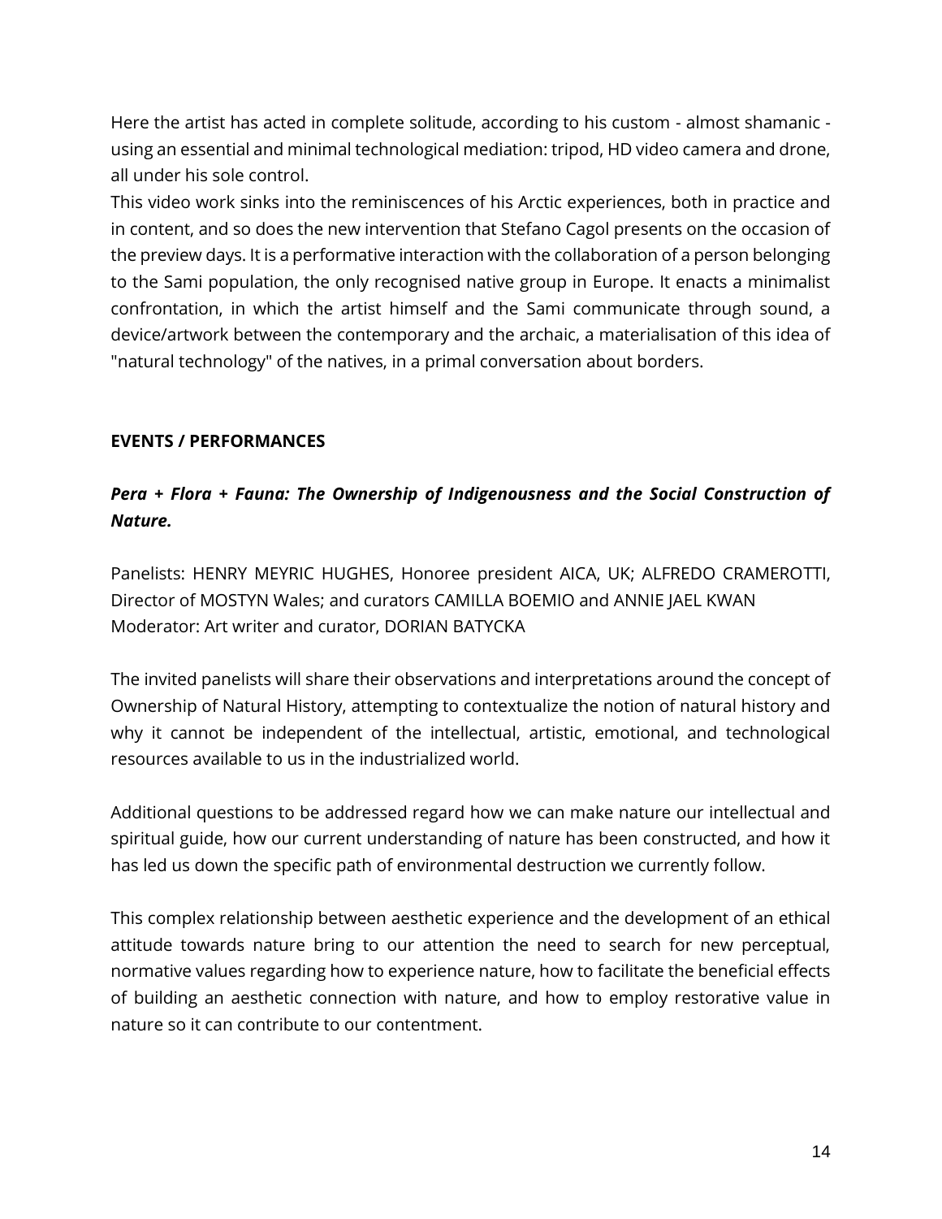Here the artist has acted in complete solitude, according to his custom - almost shamanic - using an essential and minimal technological mediation: tripod, HD video camera and drone, all under his sole control.
This video work sinks into the reminiscences of his Arctic experiences, both in practice and in content, and so does the new intervention that Stefano Cagol presents on the occasion of the preview days. It is a performative interaction with the collaboration of a person belonging to the Sami population, the only recognised native group in Europe. It enacts a minimalist confrontation, in which the artist himself and the Sami communicate through sound, a device/artwork between the contemporary and the archaic, a materialisation of this idea of "natural technology" of the natives, in a primal conversation about borders.

## EVENTS / PERFORMANCES

### *Pera + Flora + Fauna: The Ownership of Indigenousness and the Social Construction of Nature.*

Panelists: HENRY MEYRIC HUGHES, Honoree president AICA, UK; ALFREDO CRAMEROTTI, Director of MOSTYN Wales; and curators CAMILLA BOEMIO and ANNIE JAEL KWAN
Moderator: Art writer and curator, DORIAN BATYCKA

The invited panelists will share their observations and interpretations around the concept of Ownership of Natural History, attempting to contextualize the notion of natural history and why it cannot be independent of the intellectual, artistic, emotional, and technological resources available to us in the industrialized world.

Additional questions to be addressed regard how we can make nature our intellectual and spiritual guide, how our current understanding of nature has been constructed, and how it has led us down the specific path of environmental destruction we currently follow.

This complex relationship between aesthetic experience and the development of an ethical attitude towards nature bring to our attention the need to search for new perceptual, normative values regarding how to experience nature, how to facilitate the beneficial effects of building an aesthetic connection with nature, and how to employ restorative value in nature so it can contribute to our contentment.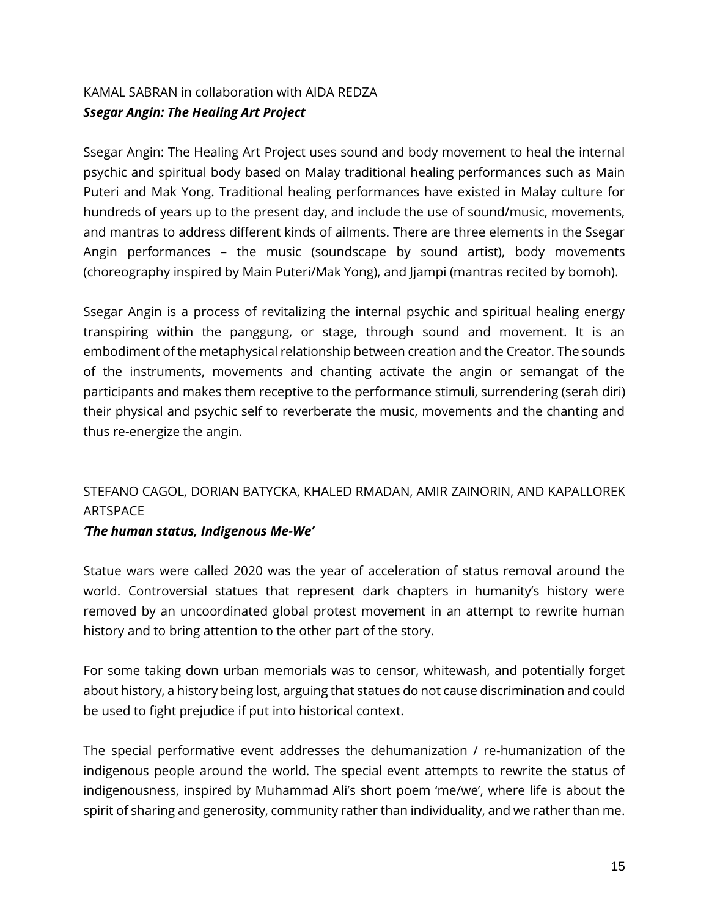KAMAL SABRAN in collaboration with AIDA REDZA
***Ssegar Angin: The Healing Art Project***

Ssegar Angin: The Healing Art Project uses sound and body movement to heal the internal psychic and spiritual body based on Malay traditional healing performances such as Main Puteri and Mak Yong. Traditional healing performances have existed in Malay culture for hundreds of years up to the present day, and include the use of sound/music, movements, and mantras to address different kinds of ailments. There are three elements in the Ssegar Angin performances – the music (soundscape by sound artist), body movements (choreography inspired by Main Puteri/Mak Yong), and Jjampi (mantras recited by bomoh).

Ssegar Angin is a process of revitalizing the internal psychic and spiritual healing energy transpiring within the panggung, or stage, through sound and movement. It is an embodiment of the metaphysical relationship between creation and the Creator. The sounds of the instruments, movements and chanting activate the angin or semangat of the participants and makes them receptive to the performance stimuli, surrendering (serah diri) their physical and psychic self to reverberate the music, movements and the chanting and thus re-energize the angin.

STEFANO CAGOL, DORIAN BATYCKA, KHALED RMADAN, AMIR ZAINORIN, AND KAPALLOREK ARTSPACE
***'The human status, Indigenous Me-We'***

Statue wars were called 2020 was the year of acceleration of status removal around the world. Controversial statues that represent dark chapters in humanity's history were removed by an uncoordinated global protest movement in an attempt to rewrite human history and to bring attention to the other part of the story.

For some taking down urban memorials was to censor, whitewash, and potentially forget about history, a history being lost, arguing that statues do not cause discrimination and could be used to fight prejudice if put into historical context.

The special performative event addresses the dehumanization / re-humanization of the indigenous people around the world. The special event attempts to rewrite the status of indigenousness, inspired by Muhammad Ali's short poem 'me/we', where life is about the spirit of sharing and generosity, community rather than individuality, and we rather than me.